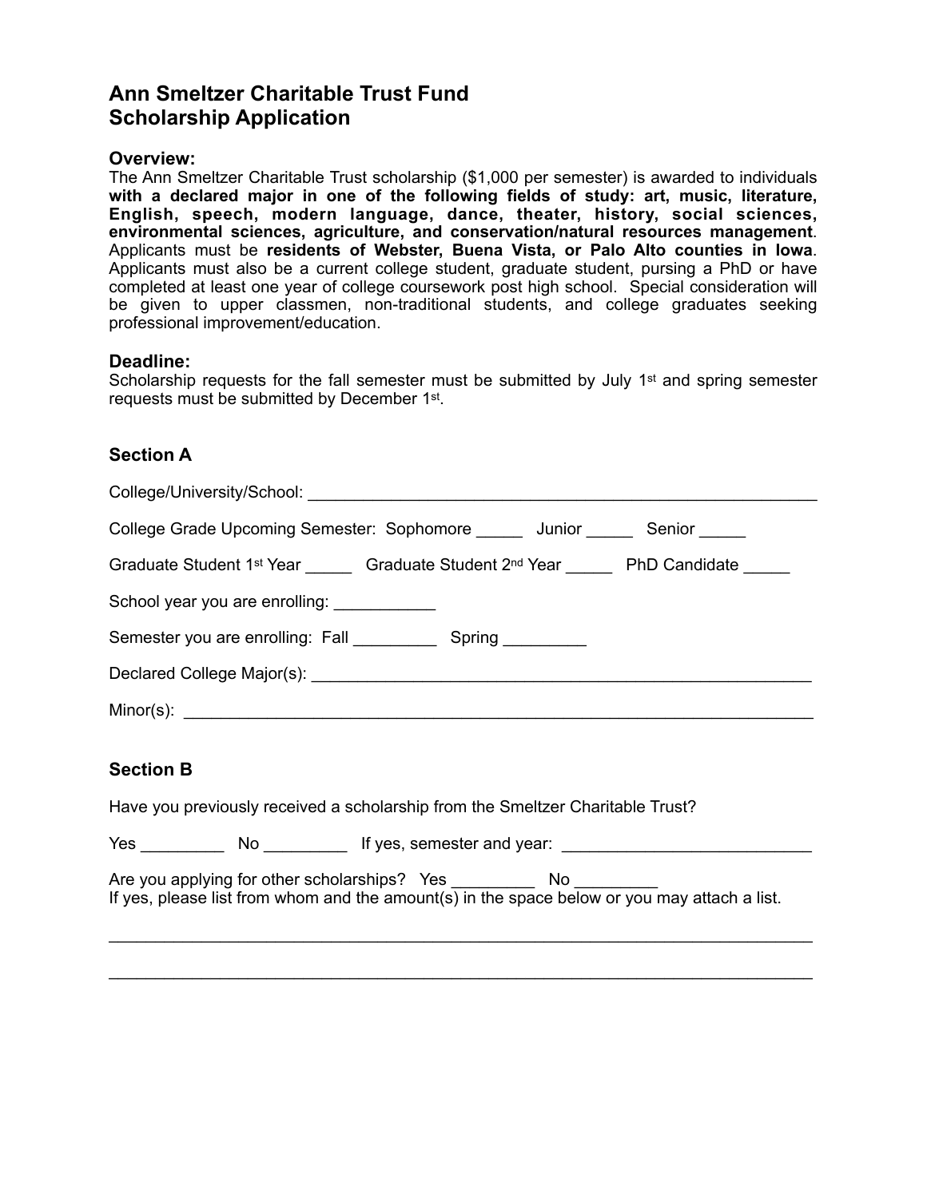# Ann Smeltzer Charitable Trust Fund
# Scholarship Application

### Overview:

The Ann Smeltzer Charitable Trust scholarship ($1,000 per semester) is awarded to individuals **with a declared major in one of the following fields of study: art, music, literature, English, speech, modern language, dance, theater, history, social sciences, environmental sciences, agriculture, and conservation/natural resources management**. Applicants must be **residents of Webster, Buena Vista, or Palo Alto counties in Iowa**. Applicants must also be a current college student, graduate student, pursing a PhD or have completed at least one year of college coursework post high school. Special consideration will be given to upper classmen, non-traditional students, and college graduates seeking professional improvement/education.

### Deadline:

Scholarship requests for the fall semester must be submitted by July 1st and spring semester requests must be submitted by December 1st.

### Section A

College/University/School: ________________________________________________________

College Grade Upcoming Semester: Sophomore _____ Junior _____ Senior _____

Graduate Student 1st Year _____ Graduate Student 2nd Year _____ PhD Candidate _____

School year you are enrolling: ___________

Semester you are enrolling: Fall _________ Spring _________

Declared College Major(s): ________________________________________________________

Minor(s): ______________________________________________________________________

### Section B

Have you previously received a scholarship from the Smeltzer Charitable Trust?

Yes _________ No _________ If yes, semester and year: ___________________________

Are you applying for other scholarships? Yes _________ No _________
If yes, please list from whom and the amount(s) in the space below or you may attach a list.

______________________________________________________________________________

______________________________________________________________________________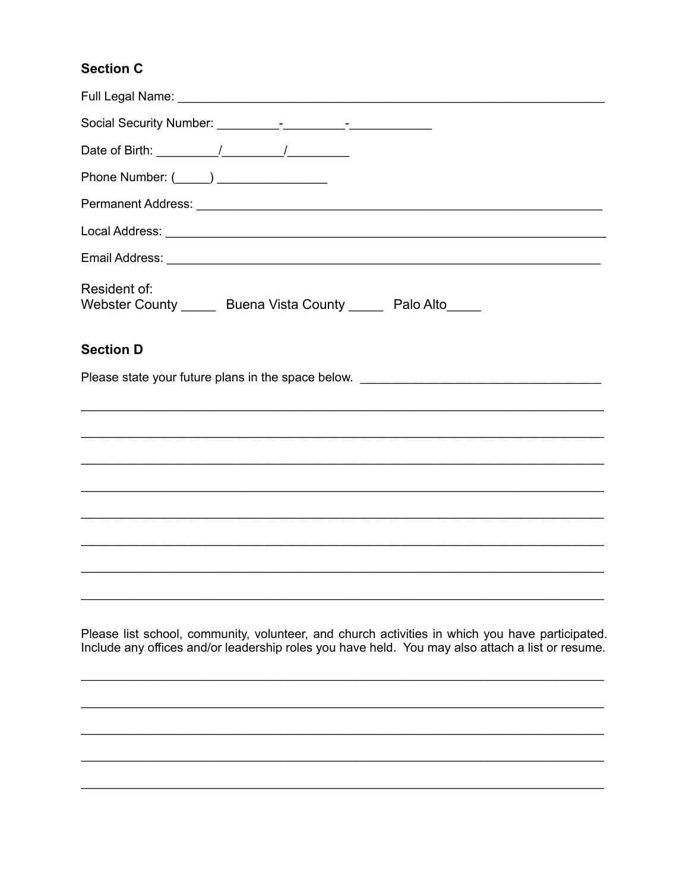**Section C**

Full Legal Name: ______________________________________________________________

Social Security Number: _________-_________-___________

Date of Birth: _________/_________/_________

Phone Number: (_____) _______________

Permanent Address: ____________________________________________________________

Local Address: ________________________________________________________________

Email Address: ________________________________________________________________

Resident of:
Webster County _____ Buena Vista County _____ Palo Alto_____

**Section D**

Please state your future plans in the space below. ___________________________________

______________________________________________________________________________

______________________________________________________________________________

______________________________________________________________________________

______________________________________________________________________________

______________________________________________________________________________

______________________________________________________________________________

______________________________________________________________________________

______________________________________________________________________________

Please list school, community, volunteer, and church activities in which you have participated. Include any offices and/or leadership roles you have held. You may also attach a list or resume.

______________________________________________________________________________

______________________________________________________________________________

______________________________________________________________________________

______________________________________________________________________________

______________________________________________________________________________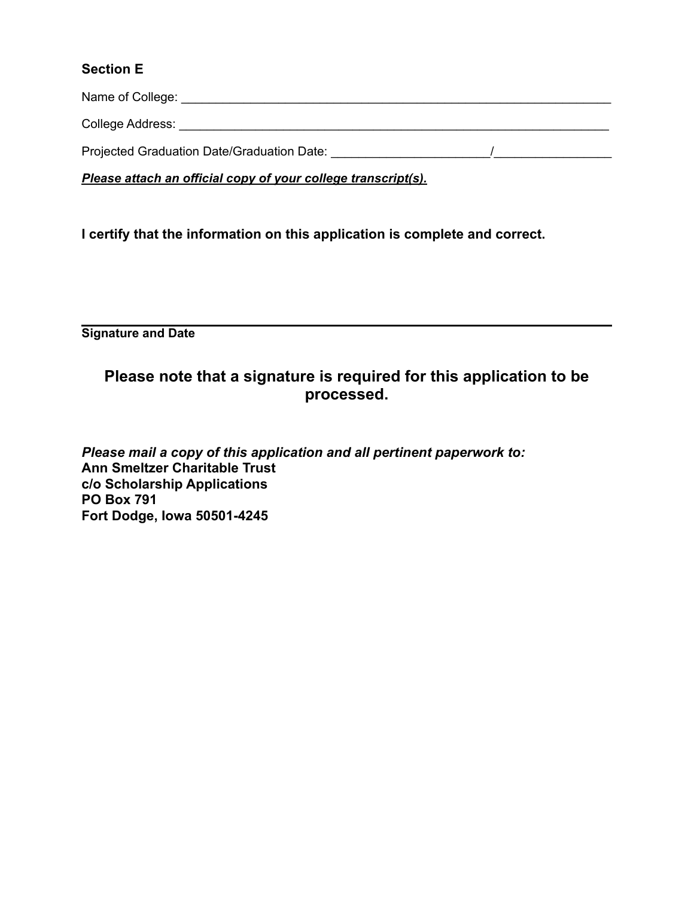**Section E**

Name of College: ___________________________________________________________

College Address: __________________________________________________________

Projected Graduation Date/Graduation Date: ______________________/________________

***Please attach an official copy of your college transcript(s).***

**I certify that the information on this application is complete and correct.**

___________________________________________________________________________

**Signature and Date**

## Please note that a signature is required for this application to be processed.

*Please mail a copy of this application and all pertinent paperwork to:*
**Ann Smeltzer Charitable Trust**
**c/o Scholarship Applications**
**PO Box 791**
**Fort Dodge, Iowa 50501-4245**